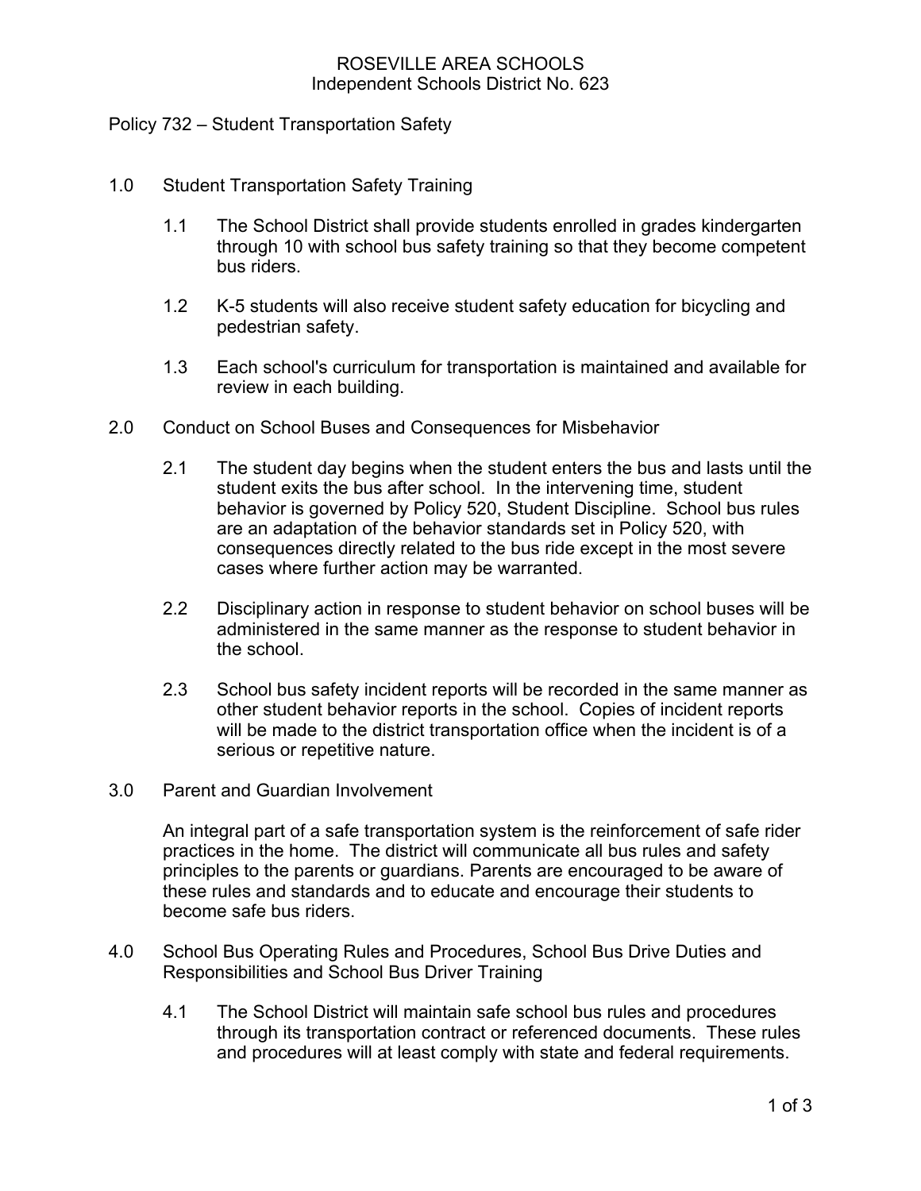ROSEVILLE AREA SCHOOLS
Independent Schools District No. 623

# Policy 732 – Student Transportation Safety

## 1.0 Student Transportation Safety Training

1.1 The School District shall provide students enrolled in grades kindergarten through 10 with school bus safety training so that they become competent bus riders.

1.2 K-5 students will also receive student safety education for bicycling and pedestrian safety.

1.3 Each school's curriculum for transportation is maintained and available for review in each building.

## 2.0 Conduct on School Buses and Consequences for Misbehavior

2.1 The student day begins when the student enters the bus and lasts until the student exits the bus after school. In the intervening time, student behavior is governed by Policy 520, Student Discipline. School bus rules are an adaptation of the behavior standards set in Policy 520, with consequences directly related to the bus ride except in the most severe cases where further action may be warranted.

2.2 Disciplinary action in response to student behavior on school buses will be administered in the same manner as the response to student behavior in the school.

2.3 School bus safety incident reports will be recorded in the same manner as other student behavior reports in the school. Copies of incident reports will be made to the district transportation office when the incident is of a serious or repetitive nature.

## 3.0 Parent and Guardian Involvement

An integral part of a safe transportation system is the reinforcement of safe rider practices in the home. The district will communicate all bus rules and safety principles to the parents or guardians. Parents are encouraged to be aware of these rules and standards and to educate and encourage their students to become safe bus riders.

## 4.0 School Bus Operating Rules and Procedures, School Bus Drive Duties and Responsibilities and School Bus Driver Training

4.1 The School District will maintain safe school bus rules and procedures through its transportation contract or referenced documents. These rules and procedures will at least comply with state and federal requirements.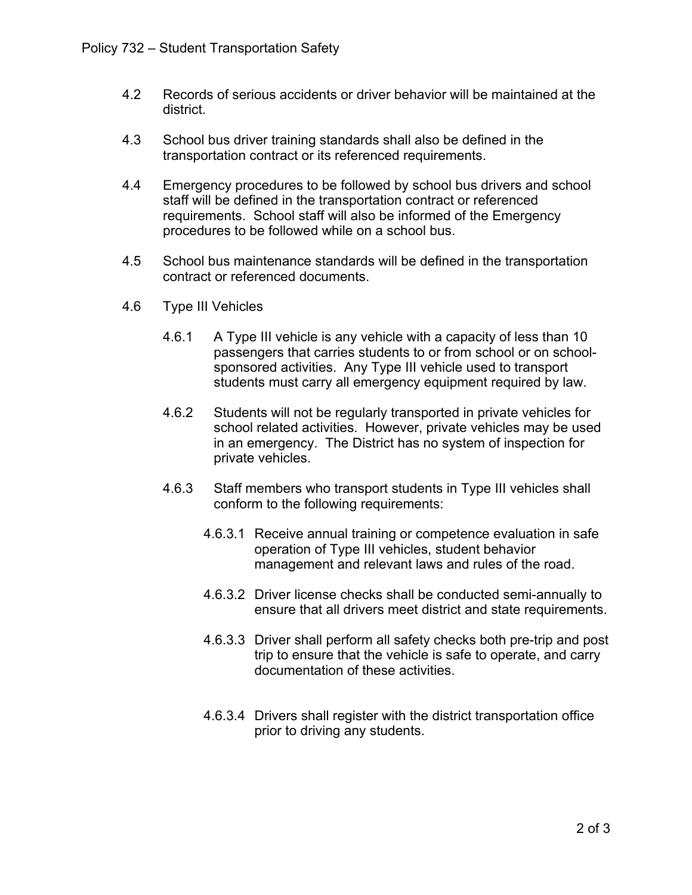4.2 Records of serious accidents or driver behavior will be maintained at the district.

4.3 School bus driver training standards shall also be defined in the transportation contract or its referenced requirements.

4.4 Emergency procedures to be followed by school bus drivers and school staff will be defined in the transportation contract or referenced requirements. School staff will also be informed of the Emergency procedures to be followed while on a school bus.

4.5 School bus maintenance standards will be defined in the transportation contract or referenced documents.

4.6 Type III Vehicles

4.6.1 A Type III vehicle is any vehicle with a capacity of less than 10 passengers that carries students to or from school or on school-sponsored activities. Any Type III vehicle used to transport students must carry all emergency equipment required by law.

4.6.2 Students will not be regularly transported in private vehicles for school related activities. However, private vehicles may be used in an emergency. The District has no system of inspection for private vehicles.

4.6.3 Staff members who transport students in Type III vehicles shall conform to the following requirements:

4.6.3.1 Receive annual training or competence evaluation in safe operation of Type III vehicles, student behavior management and relevant laws and rules of the road.

4.6.3.2 Driver license checks shall be conducted semi-annually to ensure that all drivers meet district and state requirements.

4.6.3.3 Driver shall perform all safety checks both pre-trip and post trip to ensure that the vehicle is safe to operate, and carry documentation of these activities.

4.6.3.4 Drivers shall register with the district transportation office prior to driving any students.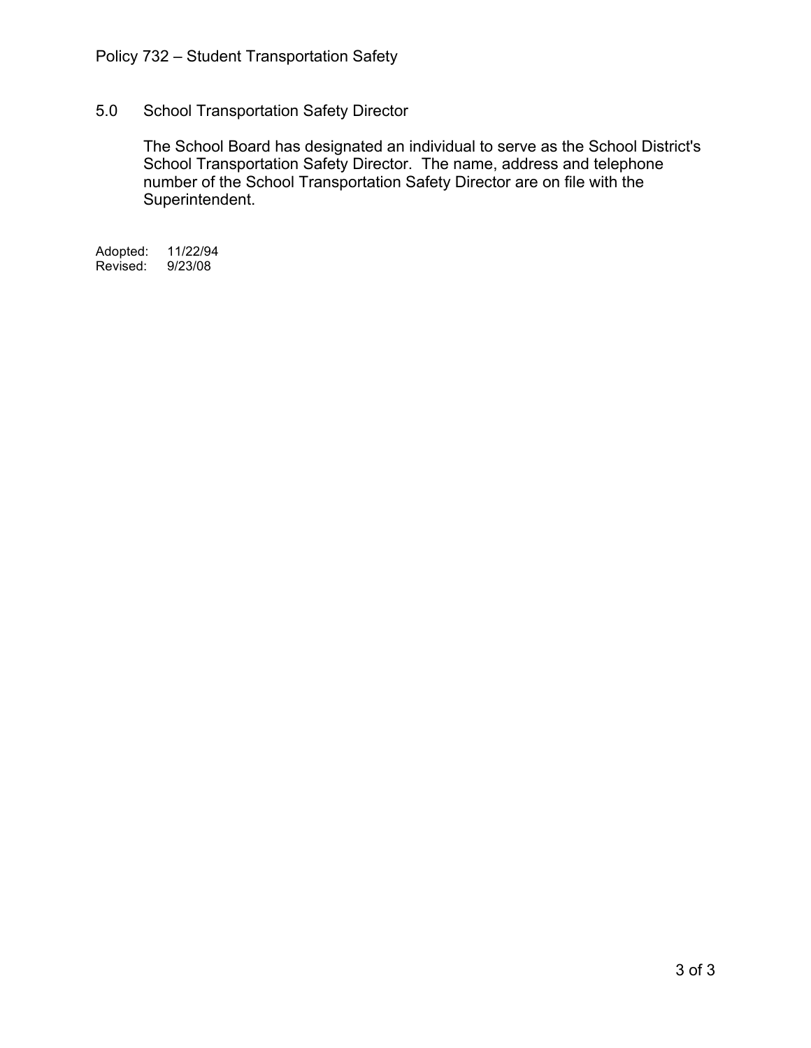## 5.0 School Transportation Safety Director

The School Board has designated an individual to serve as the School District's School Transportation Safety Director. The name, address and telephone number of the School Transportation Safety Director are on file with the Superintendent.

Adopted: 11/22/94
Revised: 9/23/08